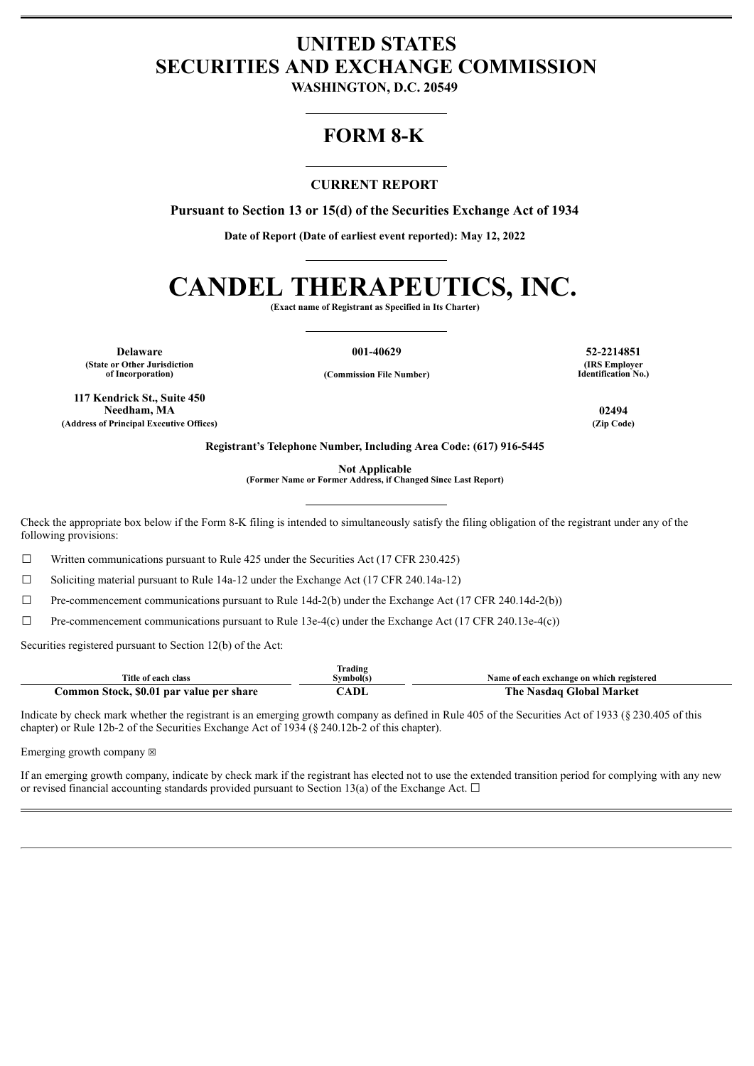# UNITED STATES
# SECURITIES AND EXCHANGE COMMISSION

**WASHINGTON, D.C. 20549**

## FORM 8-K

### CURRENT REPORT

**Pursuant to Section 13 or 15(d) of the Securities Exchange Act of 1934**

**Date of Report (Date of earliest event reported): May 12, 2022**

# CANDEL THERAPEUTICS, INC.

**(Exact name of Registrant as Specified in Its Charter)**

| Delaware | 001-40629 | 52-2214851 |
|---|---|---|
| (State or Other Jurisdiction of Incorporation) | (Commission File Number) | (IRS Employer Identification No.) |

| 117 Kendrick St., Suite 450 Needham, MA | 02494 |
|---|---|
| (Address of Principal Executive Offices) | (Zip Code) |

**Registrant's Telephone Number, Including Area Code: (617) 916-5445**

**Not Applicable**
**(Former Name or Former Address, if Changed Since Last Report)**

Check the appropriate box below if the Form 8-K filing is intended to simultaneously satisfy the filing obligation of the registrant under any of the following provisions:

☐ Written communications pursuant to Rule 425 under the Securities Act (17 CFR 230.425)

☐ Soliciting material pursuant to Rule 14a-12 under the Exchange Act (17 CFR 240.14a-12)

☐ Pre-commencement communications pursuant to Rule 14d-2(b) under the Exchange Act (17 CFR 240.14d-2(b))

☐ Pre-commencement communications pursuant to Rule 13e-4(c) under the Exchange Act (17 CFR 240.13e-4(c))

Securities registered pursuant to Section 12(b) of the Act:

| Title of each class | Trading Symbol(s) | Name of each exchange on which registered |
|---|---|---|
| **Common Stock, $0.01 par value per share** | **CADL** | **The Nasdaq Global Market** |

Indicate by check mark whether the registrant is an emerging growth company as defined in Rule 405 of the Securities Act of 1933 (§ 230.405 of this chapter) or Rule 12b-2 of the Securities Exchange Act of 1934 (§ 240.12b-2 of this chapter).

Emerging growth company ☒

If an emerging growth company, indicate by check mark if the registrant has elected not to use the extended transition period for complying with any new or revised financial accounting standards provided pursuant to Section 13(a) of the Exchange Act. ☐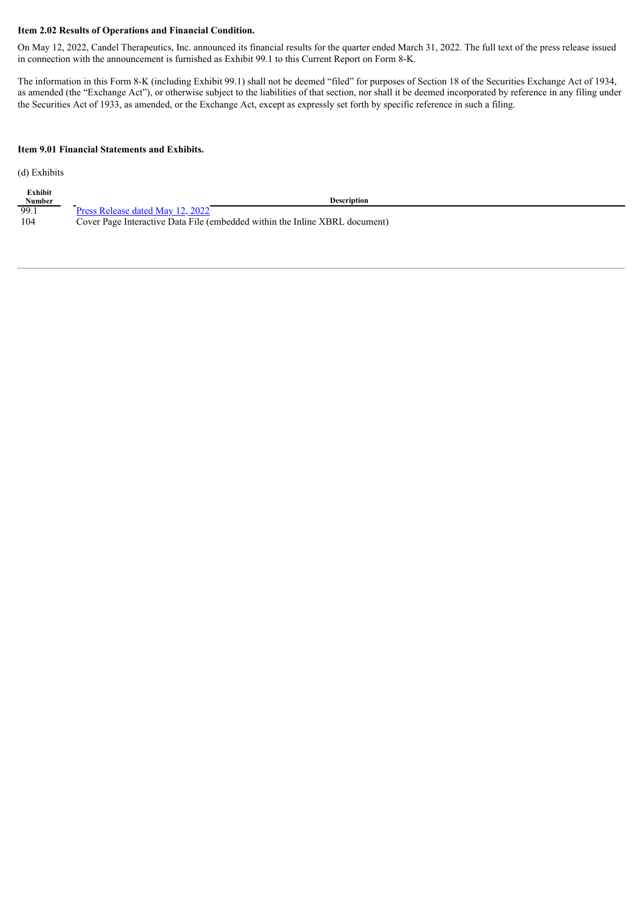**Item 2.02 Results of Operations and Financial Condition.**

On May 12, 2022, Candel Therapeutics, Inc. announced its financial results for the quarter ended March 31, 2022. The full text of the press release issued in connection with the announcement is furnished as Exhibit 99.1 to this Current Report on Form 8-K.

The information in this Form 8-K (including Exhibit 99.1) shall not be deemed "filed" for purposes of Section 18 of the Securities Exchange Act of 1934, as amended (the "Exchange Act"), or otherwise subject to the liabilities of that section, nor shall it be deemed incorporated by reference in any filing under the Securities Act of 1933, as amended, or the Exchange Act, except as expressly set forth by specific reference in such a filing.

**Item 9.01 Financial Statements and Exhibits.**

(d) Exhibits

| Exhibit Number | Description |
|---|---|
| 99.1 | Press Release dated May 12, 2022 |
| 104 | Cover Page Interactive Data File (embedded within the Inline XBRL document) |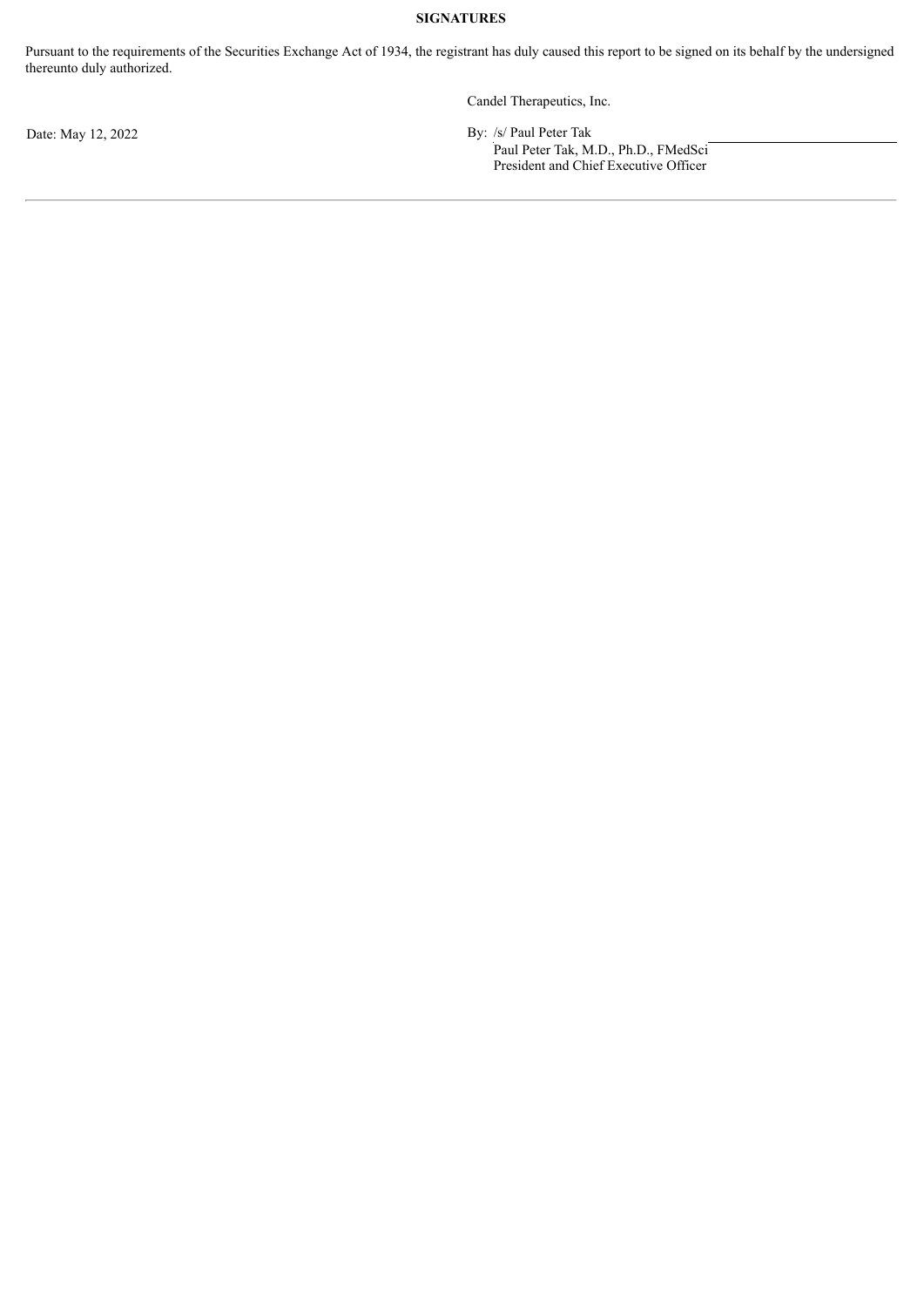**SIGNATURES**

Pursuant to the requirements of the Securities Exchange Act of 1934, the registrant has duly caused this report to be signed on its behalf by the undersigned thereunto duly authorized.

Candel Therapeutics, Inc.

Date: May 12, 2022

By: /s/ Paul Peter Tak
Paul Peter Tak, M.D., Ph.D., FMedSci
President and Chief Executive Officer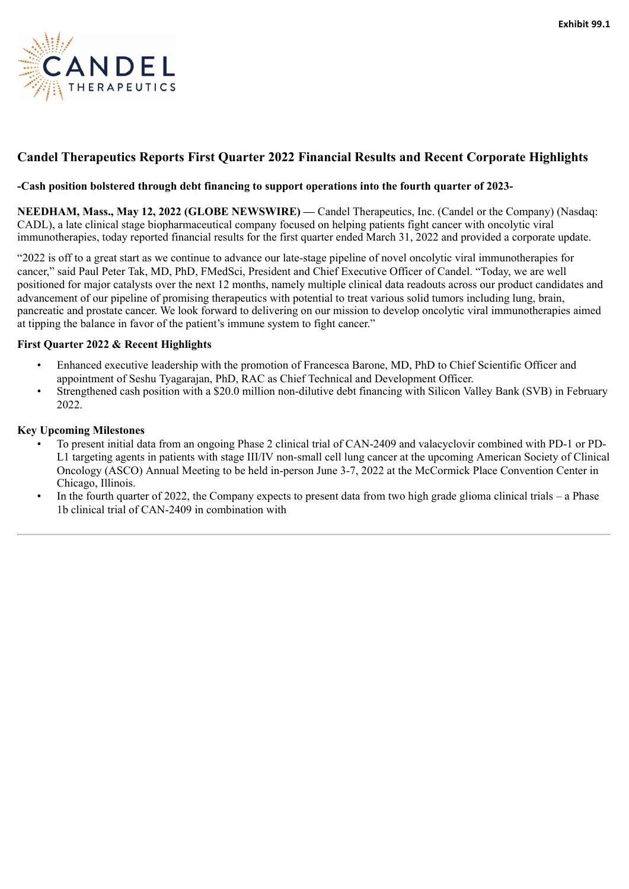Exhibit 99.1

# Candel Therapeutics Reports First Quarter 2022 Financial Results and Recent Corporate Highlights

### -Cash position bolstered through debt financing to support operations into the fourth quarter of 2023-

**NEEDHAM, Mass., May 12, 2022 (GLOBE NEWSWIRE) —** Candel Therapeutics, Inc. (Candel or the Company) (Nasdaq: CADL), a late clinical stage biopharmaceutical company focused on helping patients fight cancer with oncolytic viral immunotherapies, today reported financial results for the first quarter ended March 31, 2022 and provided a corporate update.

"2022 is off to a great start as we continue to advance our late-stage pipeline of novel oncolytic viral immunotherapies for cancer," said Paul Peter Tak, MD, PhD, FMedSci, President and Chief Executive Officer of Candel. "Today, we are well positioned for major catalysts over the next 12 months, namely multiple clinical data readouts across our product candidates and advancement of our pipeline of promising therapeutics with potential to treat various solid tumors including lung, brain, pancreatic and prostate cancer. We look forward to delivering on our mission to develop oncolytic viral immunotherapies aimed at tipping the balance in favor of the patient's immune system to fight cancer."

**First Quarter 2022 & Recent Highlights**

- Enhanced executive leadership with the promotion of Francesca Barone, MD, PhD to Chief Scientific Officer and appointment of Seshu Tyagarajan, PhD, RAC as Chief Technical and Development Officer.
- Strengthened cash position with a $20.0 million non-dilutive debt financing with Silicon Valley Bank (SVB) in February 2022.

**Key Upcoming Milestones**

- To present initial data from an ongoing Phase 2 clinical trial of CAN-2409 and valacyclovir combined with PD-1 or PD-L1 targeting agents in patients with stage III/IV non-small cell lung cancer at the upcoming American Society of Clinical Oncology (ASCO) Annual Meeting to be held in-person June 3-7, 2022 at the McCormick Place Convention Center in Chicago, Illinois.
- In the fourth quarter of 2022, the Company expects to present data from two high grade glioma clinical trials – a Phase 1b clinical trial of CAN-2409 in combination with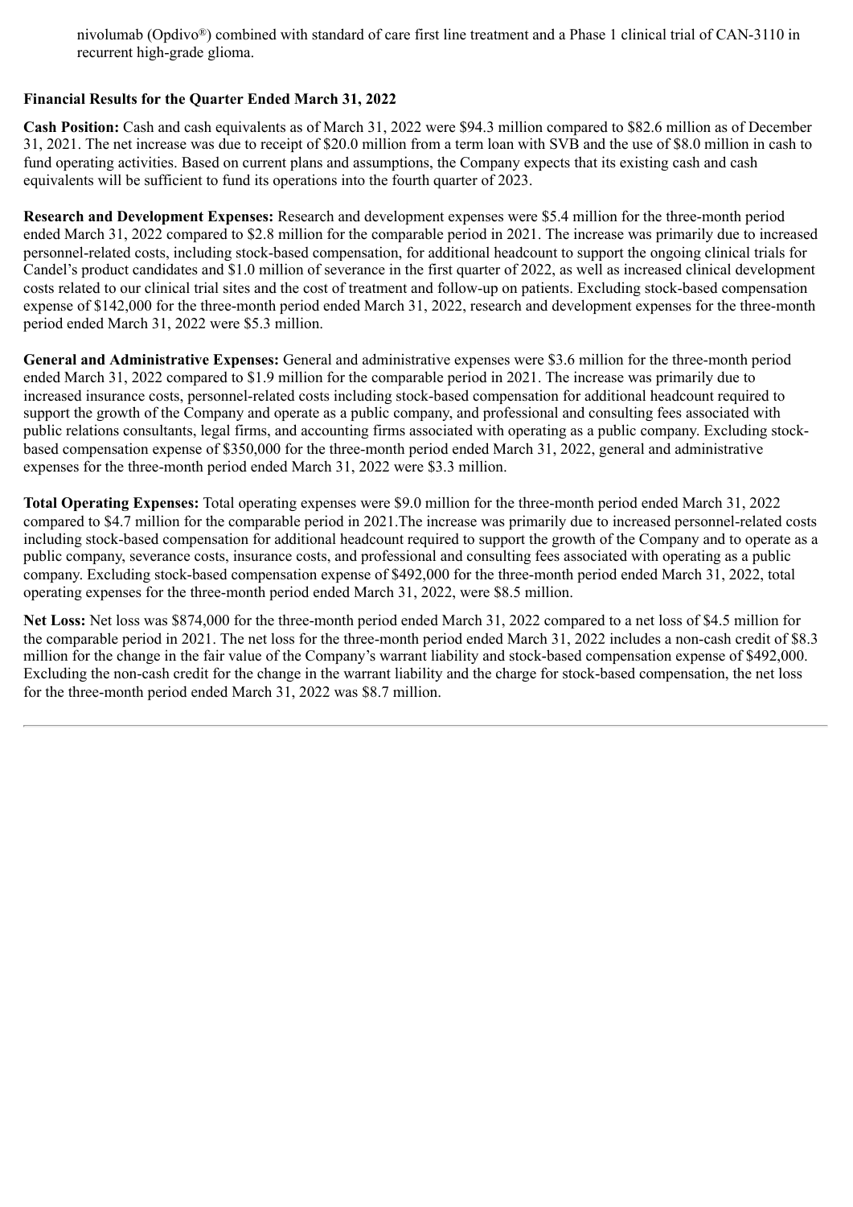nivolumab (Opdivo®) combined with standard of care first line treatment and a Phase 1 clinical trial of CAN-3110 in recurrent high-grade glioma.

**Financial Results for the Quarter Ended March 31, 2022**

**Cash Position:** Cash and cash equivalents as of March 31, 2022 were $94.3 million compared to $82.6 million as of December 31, 2021. The net increase was due to receipt of $20.0 million from a term loan with SVB and the use of $8.0 million in cash to fund operating activities. Based on current plans and assumptions, the Company expects that its existing cash and cash equivalents will be sufficient to fund its operations into the fourth quarter of 2023.

**Research and Development Expenses:** Research and development expenses were $5.4 million for the three-month period ended March 31, 2022 compared to $2.8 million for the comparable period in 2021. The increase was primarily due to increased personnel-related costs, including stock-based compensation, for additional headcount to support the ongoing clinical trials for Candel's product candidates and $1.0 million of severance in the first quarter of 2022, as well as increased clinical development costs related to our clinical trial sites and the cost of treatment and follow-up on patients. Excluding stock-based compensation expense of $142,000 for the three-month period ended March 31, 2022, research and development expenses for the three-month period ended March 31, 2022 were $5.3 million.

**General and Administrative Expenses:** General and administrative expenses were $3.6 million for the three-month period ended March 31, 2022 compared to $1.9 million for the comparable period in 2021. The increase was primarily due to increased insurance costs, personnel-related costs including stock-based compensation for additional headcount required to support the growth of the Company and operate as a public company, and professional and consulting fees associated with public relations consultants, legal firms, and accounting firms associated with operating as a public company. Excluding stock-based compensation expense of $350,000 for the three-month period ended March 31, 2022, general and administrative expenses for the three-month period ended March 31, 2022 were $3.3 million.

**Total Operating Expenses:** Total operating expenses were $9.0 million for the three-month period ended March 31, 2022 compared to $4.7 million for the comparable period in 2021.The increase was primarily due to increased personnel-related costs including stock-based compensation for additional headcount required to support the growth of the Company and to operate as a public company, severance costs, insurance costs, and professional and consulting fees associated with operating as a public company. Excluding stock-based compensation expense of $492,000 for the three-month period ended March 31, 2022, total operating expenses for the three-month period ended March 31, 2022, were $8.5 million.

**Net Loss:** Net loss was $874,000 for the three-month period ended March 31, 2022 compared to a net loss of $4.5 million for the comparable period in 2021. The net loss for the three-month period ended March 31, 2022 includes a non-cash credit of $8.3 million for the change in the fair value of the Company's warrant liability and stock-based compensation expense of $492,000. Excluding the non-cash credit for the change in the warrant liability and the charge for stock-based compensation, the net loss for the three-month period ended March 31, 2022 was $8.7 million.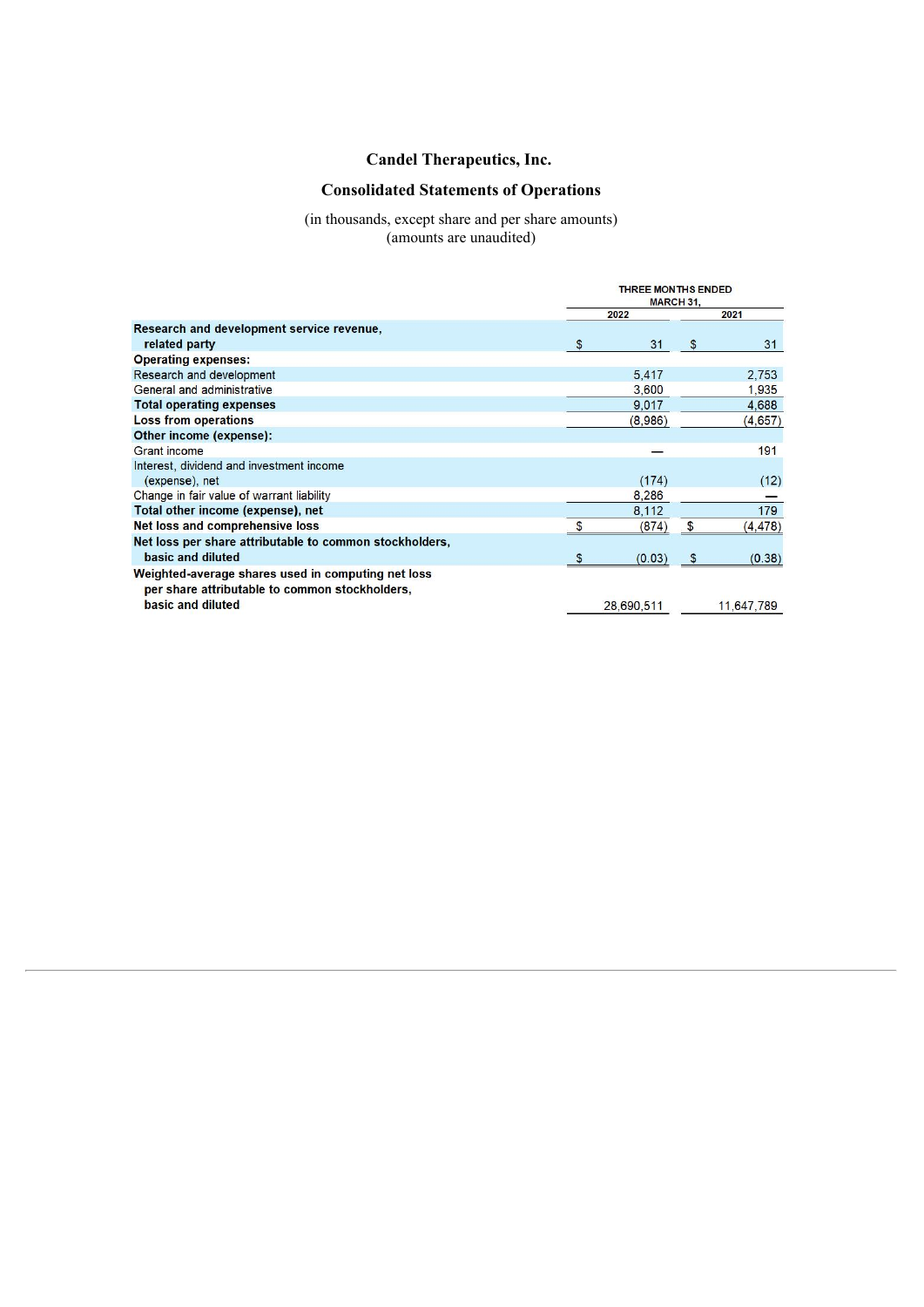# Candel Therapeutics, Inc.

## Consolidated Statements of Operations

(in thousands, except share and per share amounts)
(amounts are unaudited)

| | THREE MONTHS ENDED MARCH 31, | |
|---|---|---|
| | 2022 | 2021 |
| **Research and development service revenue, related party** | $ 31 | $ 31 |
| **Operating expenses:** | | |
| Research and development | 5,417 | 2,753 |
| General and administrative | 3,600 | 1,935 |
| **Total operating expenses** | 9,017 | 4,688 |
| **Loss from operations** | (8,986) | (4,657) |
| **Other income (expense):** | | |
| Grant income | — | 191 |
| Interest, dividend and investment income (expense), net | (174) | (12) |
| Change in fair value of warrant liability | 8,286 | — |
| **Total other income (expense), net** | 8,112 | 179 |
| **Net loss and comprehensive loss** | $ (874) | $ (4,478) |
| **Net loss per share attributable to common stockholders, basic and diluted** | $ (0.03) | $ (0.38) |
| **Weighted-average shares used in computing net loss per share attributable to common stockholders, basic and diluted** | 28,690,511 | 11,647,789 |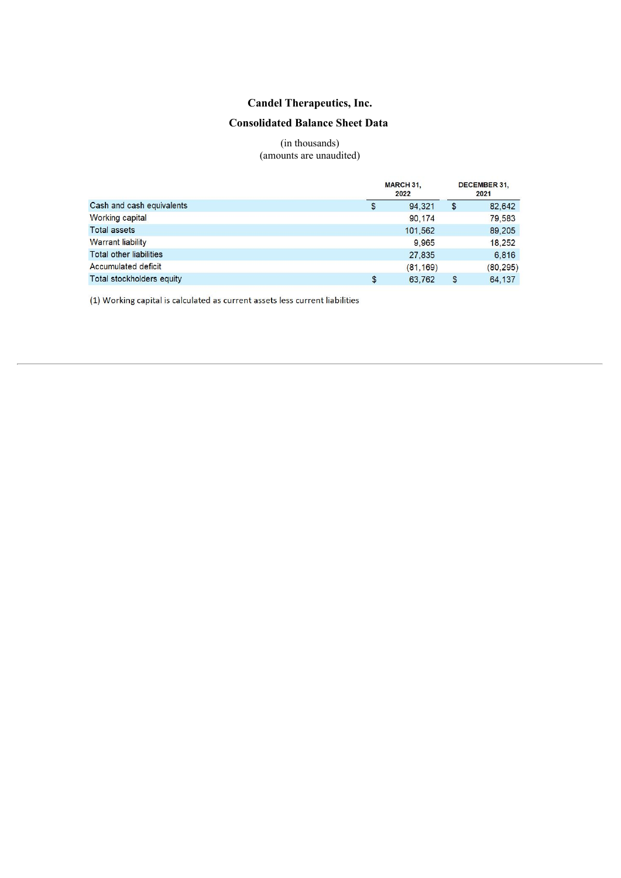# Candel Therapeutics, Inc.

## Consolidated Balance Sheet Data

(in thousands)
(amounts are unaudited)

| | MARCH 31, 2022 | DECEMBER 31, 2021 |
|---|---|---|
| Cash and cash equivalents | $ 94,321 | $ 82,642 |
| Working capital | 90,174 | 79,583 |
| Total assets | 101,562 | 89,205 |
| Warrant liability | 9,965 | 18,252 |
| Total other liabilities | 27,835 | 6,816 |
| Accumulated deficit | (81,169) | (80,295) |
| Total stockholders equity | $ 63,762 | $ 64,137 |

(1) Working capital is calculated as current assets less current liabilities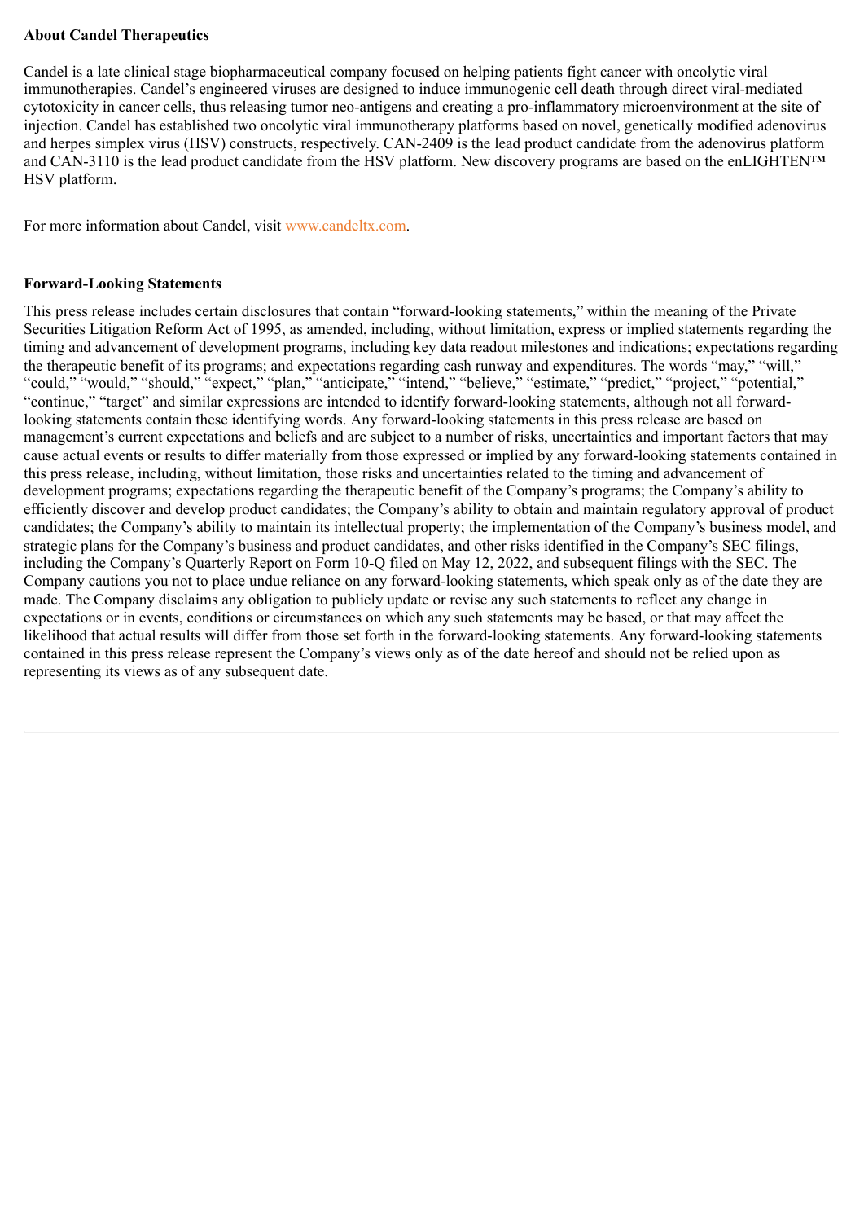**About Candel Therapeutics**

Candel is a late clinical stage biopharmaceutical company focused on helping patients fight cancer with oncolytic viral immunotherapies. Candel's engineered viruses are designed to induce immunogenic cell death through direct viral-mediated cytotoxicity in cancer cells, thus releasing tumor neo-antigens and creating a pro-inflammatory microenvironment at the site of injection. Candel has established two oncolytic viral immunotherapy platforms based on novel, genetically modified adenovirus and herpes simplex virus (HSV) constructs, respectively. CAN-2409 is the lead product candidate from the adenovirus platform and CAN-3110 is the lead product candidate from the HSV platform. New discovery programs are based on the enLIGHTEN™ HSV platform.

For more information about Candel, visit www.candeltx.com.

**Forward-Looking Statements**

This press release includes certain disclosures that contain "forward-looking statements," within the meaning of the Private Securities Litigation Reform Act of 1995, as amended, including, without limitation, express or implied statements regarding the timing and advancement of development programs, including key data readout milestones and indications; expectations regarding the therapeutic benefit of its programs; and expectations regarding cash runway and expenditures. The words "may," "will," "could," "would," "should," "expect," "plan," "anticipate," "intend," "believe," "estimate," "predict," "project," "potential," "continue," "target" and similar expressions are intended to identify forward-looking statements, although not all forward-looking statements contain these identifying words. Any forward-looking statements in this press release are based on management's current expectations and beliefs and are subject to a number of risks, uncertainties and important factors that may cause actual events or results to differ materially from those expressed or implied by any forward-looking statements contained in this press release, including, without limitation, those risks and uncertainties related to the timing and advancement of development programs; expectations regarding the therapeutic benefit of the Company's programs; the Company's ability to efficiently discover and develop product candidates; the Company's ability to obtain and maintain regulatory approval of product candidates; the Company's ability to maintain its intellectual property; the implementation of the Company's business model, and strategic plans for the Company's business and product candidates, and other risks identified in the Company's SEC filings, including the Company's Quarterly Report on Form 10-Q filed on May 12, 2022, and subsequent filings with the SEC. The Company cautions you not to place undue reliance on any forward-looking statements, which speak only as of the date they are made. The Company disclaims any obligation to publicly update or revise any such statements to reflect any change in expectations or in events, conditions or circumstances on which any such statements may be based, or that may affect the likelihood that actual results will differ from those set forth in the forward-looking statements. Any forward-looking statements contained in this press release represent the Company's views only as of the date hereof and should not be relied upon as representing its views as of any subsequent date.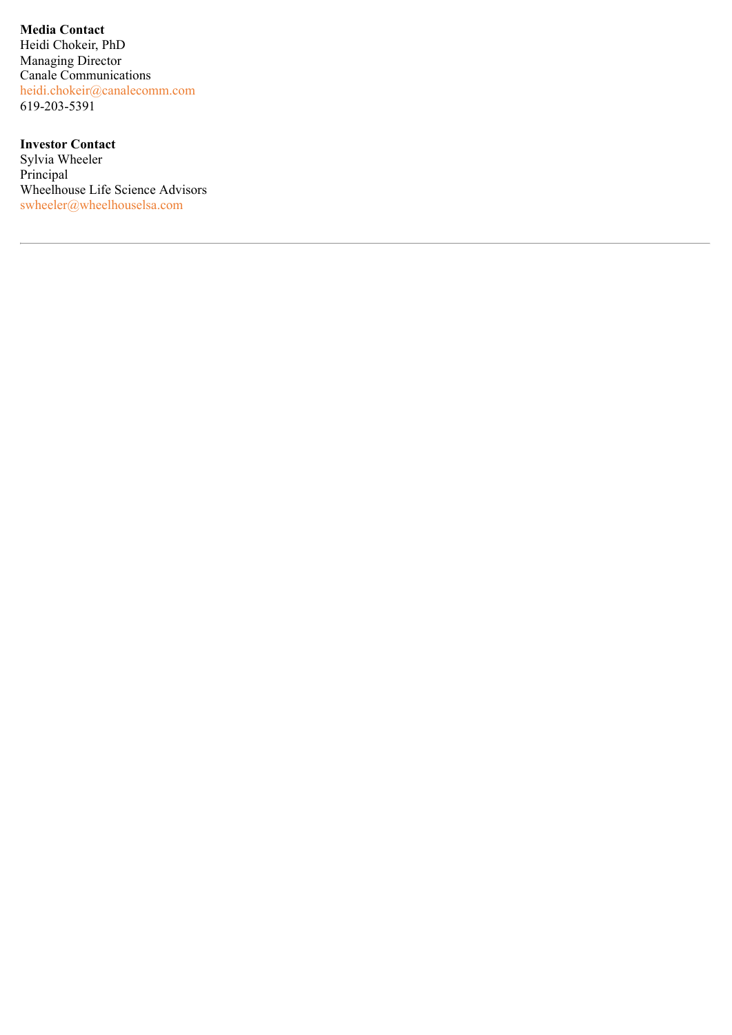**Media Contact**
Heidi Chokeir, PhD
Managing Director
Canale Communications
heidi.chokeir@canalecomm.com
619-203-5391

**Investor Contact**
Sylvia Wheeler
Principal
Wheelhouse Life Science Advisors
swheeler@wheelhouselsa.com

---